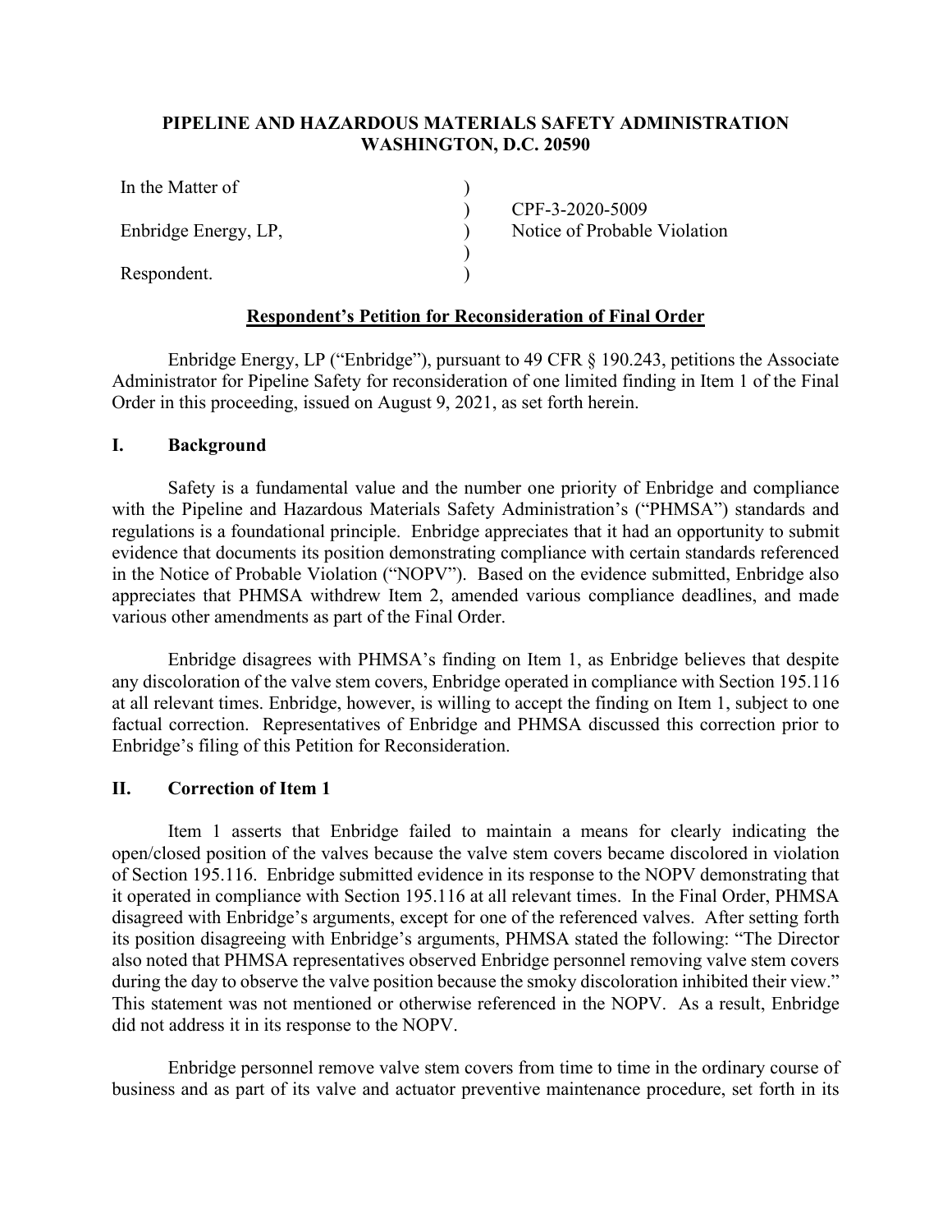**PIPELINE AND HAZARDOUS MATERIALS SAFETY ADMINISTRATION**
**WASHINGTON, D.C. 20590**

| | | |
|---|---|---|
| In the Matter of | ) | |
| | ) | CPF-3-2020-5009 |
| Enbridge Energy, LP, | ) | Notice of Probable Violation |
| | ) | |
| Respondent. | ) | |

**Respondent's Petition for Reconsideration of Final Order**

Enbridge Energy, LP ("Enbridge"), pursuant to 49 CFR § 190.243, petitions the Associate Administrator for Pipeline Safety for reconsideration of one limited finding in Item 1 of the Final Order in this proceeding, issued on August 9, 2021, as set forth herein.

## I. Background

Safety is a fundamental value and the number one priority of Enbridge and compliance with the Pipeline and Hazardous Materials Safety Administration's ("PHMSA") standards and regulations is a foundational principle. Enbridge appreciates that it had an opportunity to submit evidence that documents its position demonstrating compliance with certain standards referenced in the Notice of Probable Violation ("NOPV"). Based on the evidence submitted, Enbridge also appreciates that PHMSA withdrew Item 2, amended various compliance deadlines, and made various other amendments as part of the Final Order.

Enbridge disagrees with PHMSA's finding on Item 1, as Enbridge believes that despite any discoloration of the valve stem covers, Enbridge operated in compliance with Section 195.116 at all relevant times. Enbridge, however, is willing to accept the finding on Item 1, subject to one factual correction. Representatives of Enbridge and PHMSA discussed this correction prior to Enbridge's filing of this Petition for Reconsideration.

## II. Correction of Item 1

Item 1 asserts that Enbridge failed to maintain a means for clearly indicating the open/closed position of the valves because the valve stem covers became discolored in violation of Section 195.116. Enbridge submitted evidence in its response to the NOPV demonstrating that it operated in compliance with Section 195.116 at all relevant times. In the Final Order, PHMSA disagreed with Enbridge's arguments, except for one of the referenced valves. After setting forth its position disagreeing with Enbridge's arguments, PHMSA stated the following: "The Director also noted that PHMSA representatives observed Enbridge personnel removing valve stem covers during the day to observe the valve position because the smoky discoloration inhibited their view." This statement was not mentioned or otherwise referenced in the NOPV. As a result, Enbridge did not address it in its response to the NOPV.

Enbridge personnel remove valve stem covers from time to time in the ordinary course of business and as part of its valve and actuator preventive maintenance procedure, set forth in its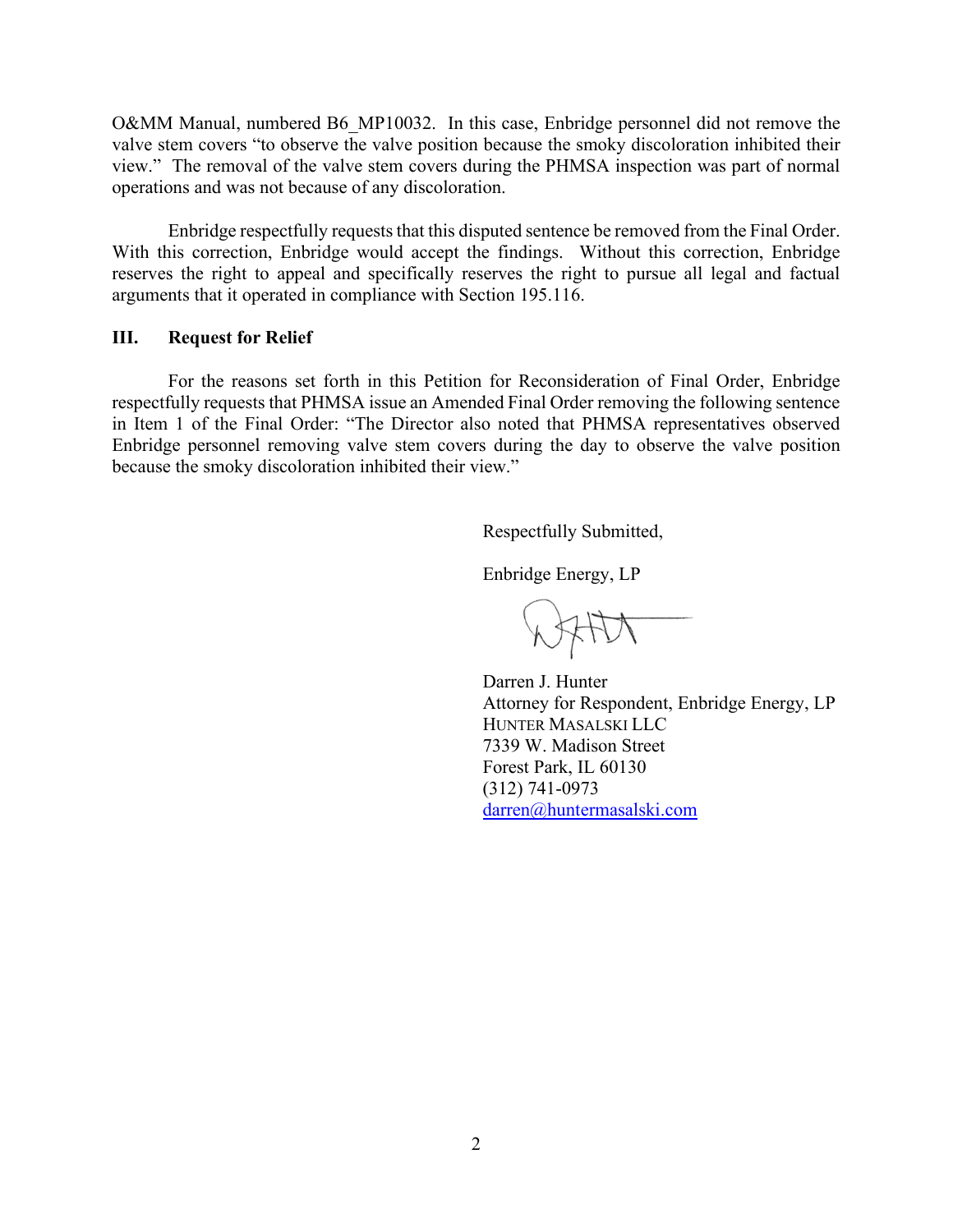O&MM Manual, numbered B6_MP10032. In this case, Enbridge personnel did not remove the valve stem covers "to observe the valve position because the smoky discoloration inhibited their view." The removal of the valve stem covers during the PHMSA inspection was part of normal operations and was not because of any discoloration.

Enbridge respectfully requests that this disputed sentence be removed from the Final Order. With this correction, Enbridge would accept the findings. Without this correction, Enbridge reserves the right to appeal and specifically reserves the right to pursue all legal and factual arguments that it operated in compliance with Section 195.116.

## III. Request for Relief

For the reasons set forth in this Petition for Reconsideration of Final Order, Enbridge respectfully requests that PHMSA issue an Amended Final Order removing the following sentence in Item 1 of the Final Order: "The Director also noted that PHMSA representatives observed Enbridge personnel removing valve stem covers during the day to observe the valve position because the smoky discoloration inhibited their view."

Respectfully Submitted,

Enbridge Energy, LP

Darren J. Hunter
Attorney for Respondent, Enbridge Energy, LP
HUNTER MASALSKI LLC
7339 W. Madison Street
Forest Park, IL 60130
(312) 741-0973
darren@huntermasalski.com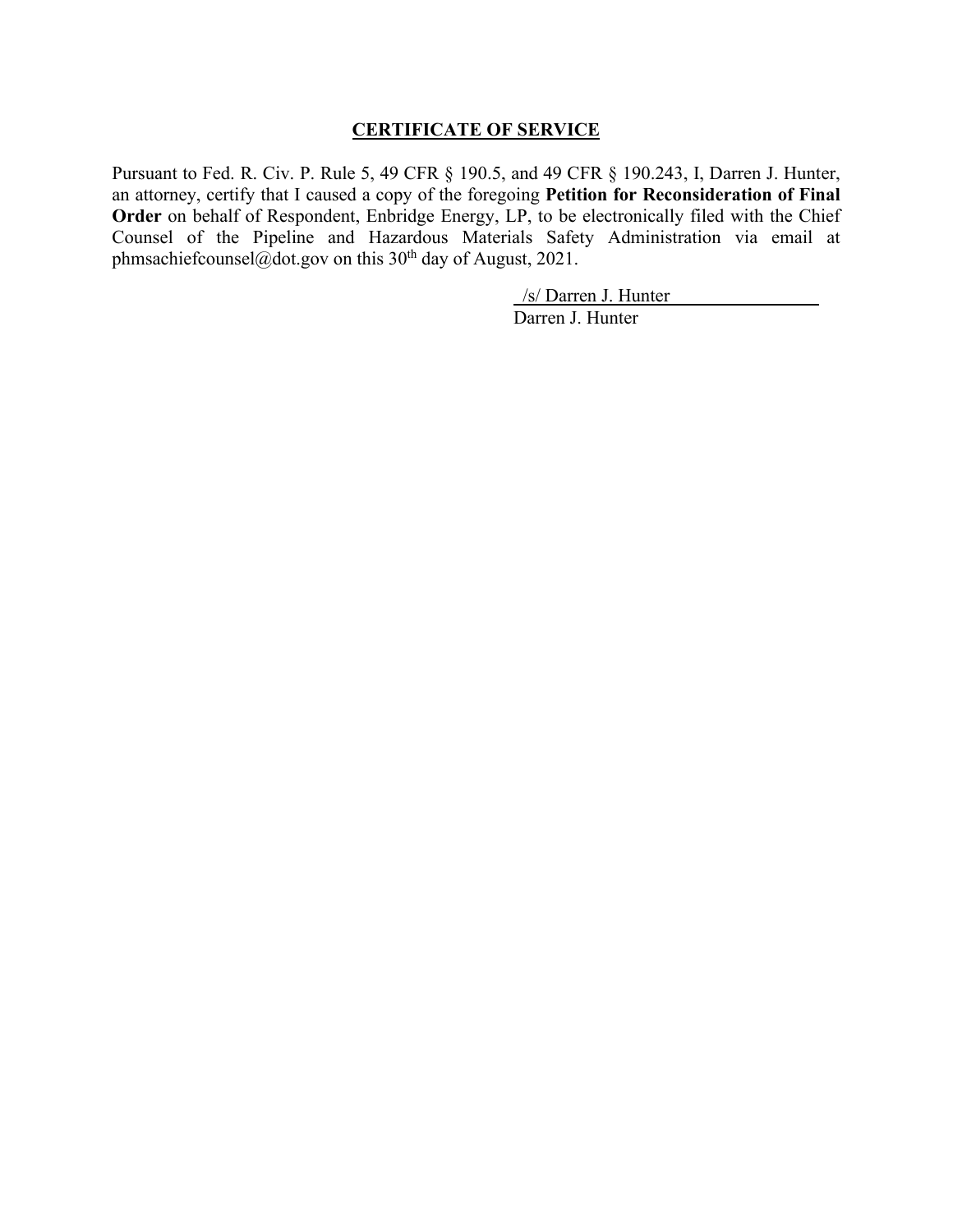## CERTIFICATE OF SERVICE

Pursuant to Fed. R. Civ. P. Rule 5, 49 CFR § 190.5, and 49 CFR § 190.243, I, Darren J. Hunter, an attorney, certify that I caused a copy of the foregoing **Petition for Reconsideration of Final Order** on behalf of Respondent, Enbridge Energy, LP, to be electronically filed with the Chief Counsel of the Pipeline and Hazardous Materials Safety Administration via email at phmsachiefcounsel@dot.gov on this 30th day of August, 2021.

/s/ Darren J. Hunter
Darren J. Hunter